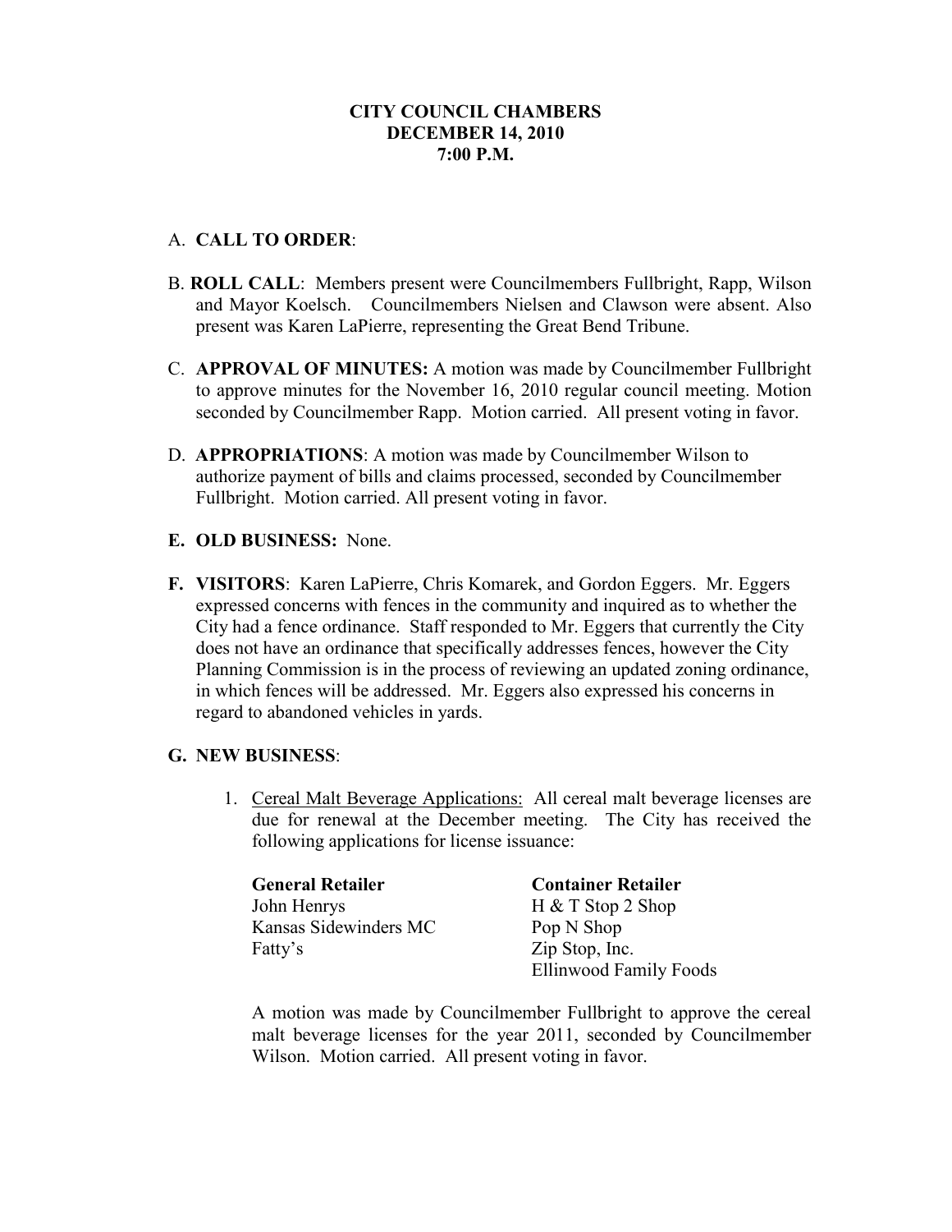**CITY COUNCIL CHAMBERS**
**DECEMBER 14, 2010**
**7:00 P.M.**

A. **CALL TO ORDER**:

B. **ROLL CALL**: Members present were Councilmembers Fullbright, Rapp, Wilson and Mayor Koelsch. Councilmembers Nielsen and Clawson were absent. Also present was Karen LaPierre, representing the Great Bend Tribune.

C. **APPROVAL OF MINUTES:** A motion was made by Councilmember Fullbright to approve minutes for the November 16, 2010 regular council meeting. Motion seconded by Councilmember Rapp. Motion carried. All present voting in favor.

D. **APPROPRIATIONS**: A motion was made by Councilmember Wilson to authorize payment of bills and claims processed, seconded by Councilmember Fullbright. Motion carried. All present voting in favor.

**E. OLD BUSINESS:** None.

**F. VISITORS**: Karen LaPierre, Chris Komarek, and Gordon Eggers. Mr. Eggers expressed concerns with fences in the community and inquired as to whether the City had a fence ordinance. Staff responded to Mr. Eggers that currently the City does not have an ordinance that specifically addresses fences, however the City Planning Commission is in the process of reviewing an updated zoning ordinance, in which fences will be addressed. Mr. Eggers also expressed his concerns in regard to abandoned vehicles in yards.

**G. NEW BUSINESS**:

1. Cereal Malt Beverage Applications: All cereal malt beverage licenses are due for renewal at the December meeting. The City has received the following applications for license issuance:

| **General Retailer** | **Container Retailer** |
|---|---|
| John Henrys | H & T Stop 2 Shop |
| Kansas Sidewinders MC | Pop N Shop |
| Fatty's | Zip Stop, Inc. |
| | Ellinwood Family Foods |

A motion was made by Councilmember Fullbright to approve the cereal malt beverage licenses for the year 2011, seconded by Councilmember Wilson. Motion carried. All present voting in favor.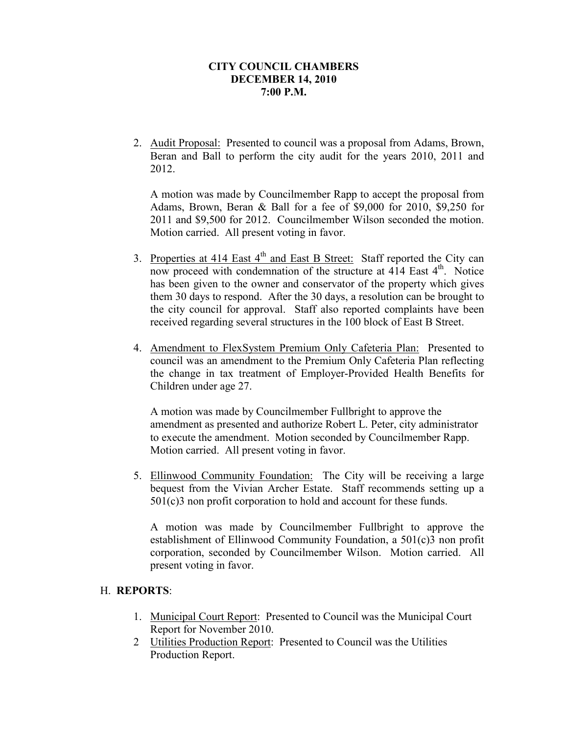**CITY COUNCIL CHAMBERS**
**DECEMBER 14, 2010**
**7:00 P.M.**

2. Audit Proposal: Presented to council was a proposal from Adams, Brown, Beran and Ball to perform the city audit for the years 2010, 2011 and 2012.

   A motion was made by Councilmember Rapp to accept the proposal from Adams, Brown, Beran & Ball for a fee of $9,000 for 2010, $9,250 for 2011 and $9,500 for 2012. Councilmember Wilson seconded the motion. Motion carried. All present voting in favor.

3. Properties at 414 East 4th and East B Street: Staff reported the City can now proceed with condemnation of the structure at 414 East 4th. Notice has been given to the owner and conservator of the property which gives them 30 days to respond. After the 30 days, a resolution can be brought to the city council for approval. Staff also reported complaints have been received regarding several structures in the 100 block of East B Street.

4. Amendment to FlexSystem Premium Only Cafeteria Plan: Presented to council was an amendment to the Premium Only Cafeteria Plan reflecting the change in tax treatment of Employer-Provided Health Benefits for Children under age 27.

   A motion was made by Councilmember Fullbright to approve the amendment as presented and authorize Robert L. Peter, city administrator to execute the amendment. Motion seconded by Councilmember Rapp. Motion carried. All present voting in favor.

5. Ellinwood Community Foundation: The City will be receiving a large bequest from the Vivian Archer Estate. Staff recommends setting up a 501(c)3 non profit corporation to hold and account for these funds.

   A motion was made by Councilmember Fullbright to approve the establishment of Ellinwood Community Foundation, a 501(c)3 non profit corporation, seconded by Councilmember Wilson. Motion carried. All present voting in favor.

H. **REPORTS**:

1. Municipal Court Report: Presented to Council was the Municipal Court Report for November 2010.
2. Utilities Production Report: Presented to Council was the Utilities Production Report.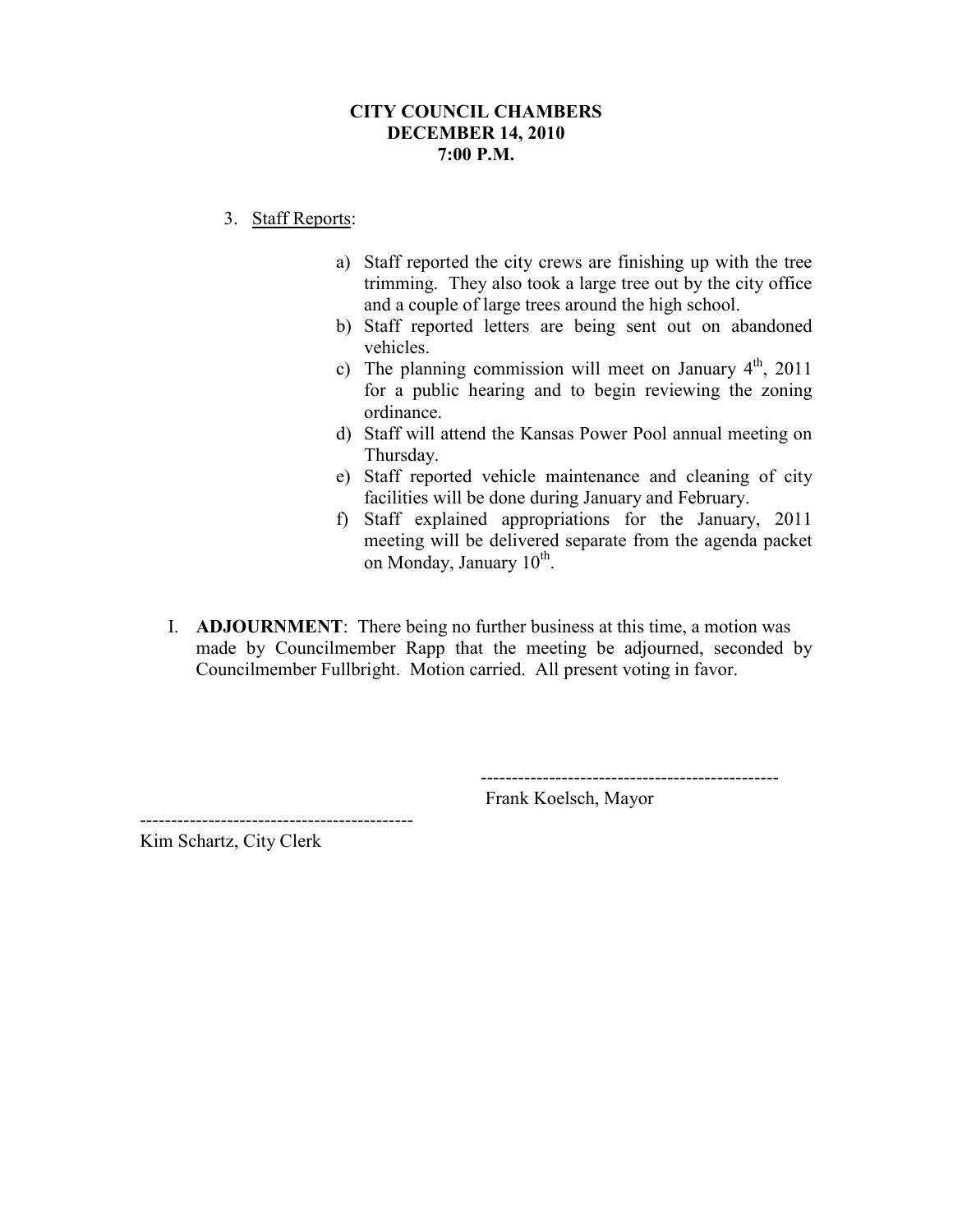**CITY COUNCIL CHAMBERS**
**DECEMBER 14, 2010**
**7:00 P.M.**

3. Staff Reports:

   a) Staff reported the city crews are finishing up with the tree trimming. They also took a large tree out by the city office and a couple of large trees around the high school.
   b) Staff reported letters are being sent out on abandoned vehicles.
   c) The planning commission will meet on January 4th, 2011 for a public hearing and to begin reviewing the zoning ordinance.
   d) Staff will attend the Kansas Power Pool annual meeting on Thursday.
   e) Staff reported vehicle maintenance and cleaning of city facilities will be done during January and February.
   f) Staff explained appropriations for the January, 2011 meeting will be delivered separate from the agenda packet on Monday, January 10th.

I. **ADJOURNMENT**: There being no further business at this time, a motion was made by Councilmember Rapp that the meeting be adjourned, seconded by Councilmember Fullbright. Motion carried. All present voting in favor.

------------------------------------------------
Frank Koelsch, Mayor

--------------------------------------------
Kim Schartz, City Clerk